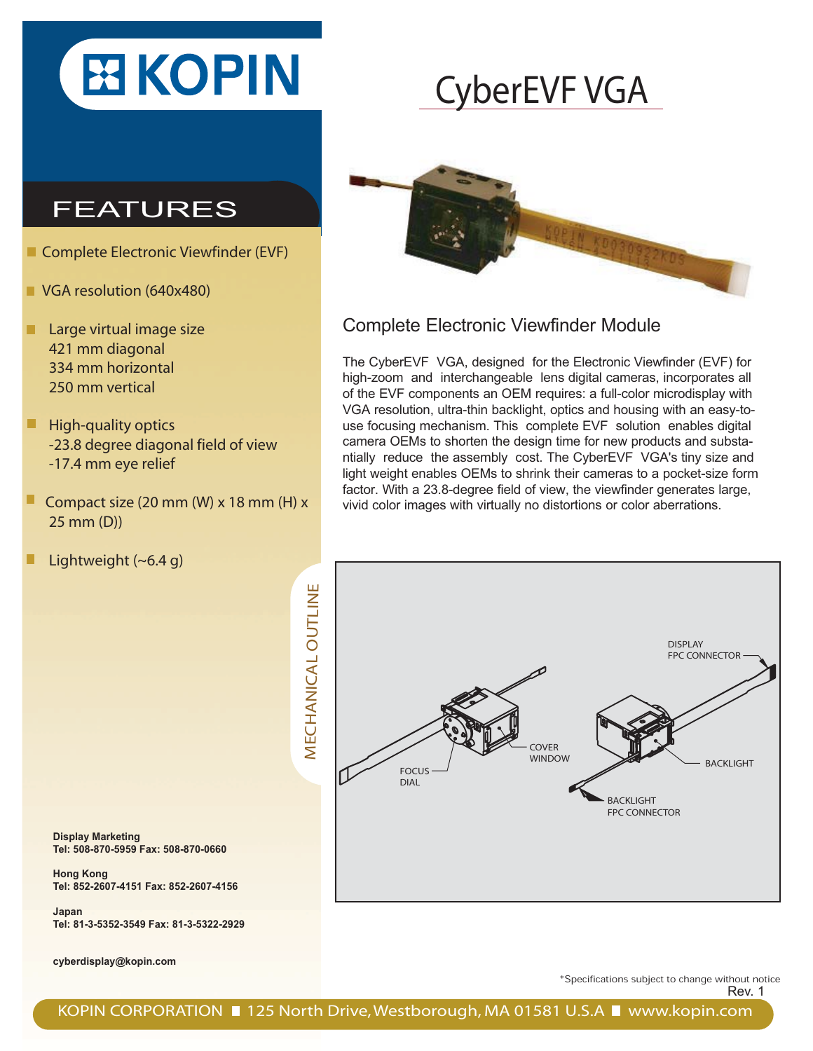# KOPIN

# CyberEVF VGA

## FEATURES

- Complete Electronic Viewfinder (EVF)
- VGA resolution (640x480)
- Large virtual image size
  421 mm diagonal
  334 mm horizontal
  250 mm vertical
- High-quality optics
  -23.8 degree diagonal field of view
  -17.4 mm eye relief
- Compact size (20 mm (W) x 18 mm (H) x 25 mm (D))
- Lightweight (~6.4 g)

## Complete Electronic Viewfinder Module

The CyberEVF VGA, designed for the Electronic Viewfinder (EVF) for high-zoom and interchangeable lens digital cameras, incorporates all of the EVF components an OEM requires: a full-color microdisplay with VGA resolution, ultra-thin backlight, optics and housing with an easy-to-use focusing mechanism. This complete EVF solution enables digital camera OEMs to shorten the design time for new products and substantially reduce the assembly cost. The CyberEVF VGA's tiny size and light weight enables OEMs to shrink their cameras to a pocket-size form factor. With a 23.8-degree field of view, the viewfinder generates large, vivid color images with virtually no distortions or color aberrations.

## MECHANICAL OUTLINE

DISPLAY FPC CONNECTOR

COVER WINDOW

FOCUS DIAL

BACKLIGHT

BACKLIGHT FPC CONNECTOR

**Display Marketing**
**Tel: 508-870-5959 Fax: 508-870-0660**

**Hong Kong**
**Tel: 852-2607-4151 Fax: 852-2607-4156**

**Japan**
**Tel: 81-3-5352-3549 Fax: 81-3-5322-2929**

**cyberdisplay@kopin.com**

*Specifications subject to change without notice

Rev. 1

KOPIN CORPORATION ■ 125 North Drive, Westborough, MA 01581 U.S.A ■ www.kopin.com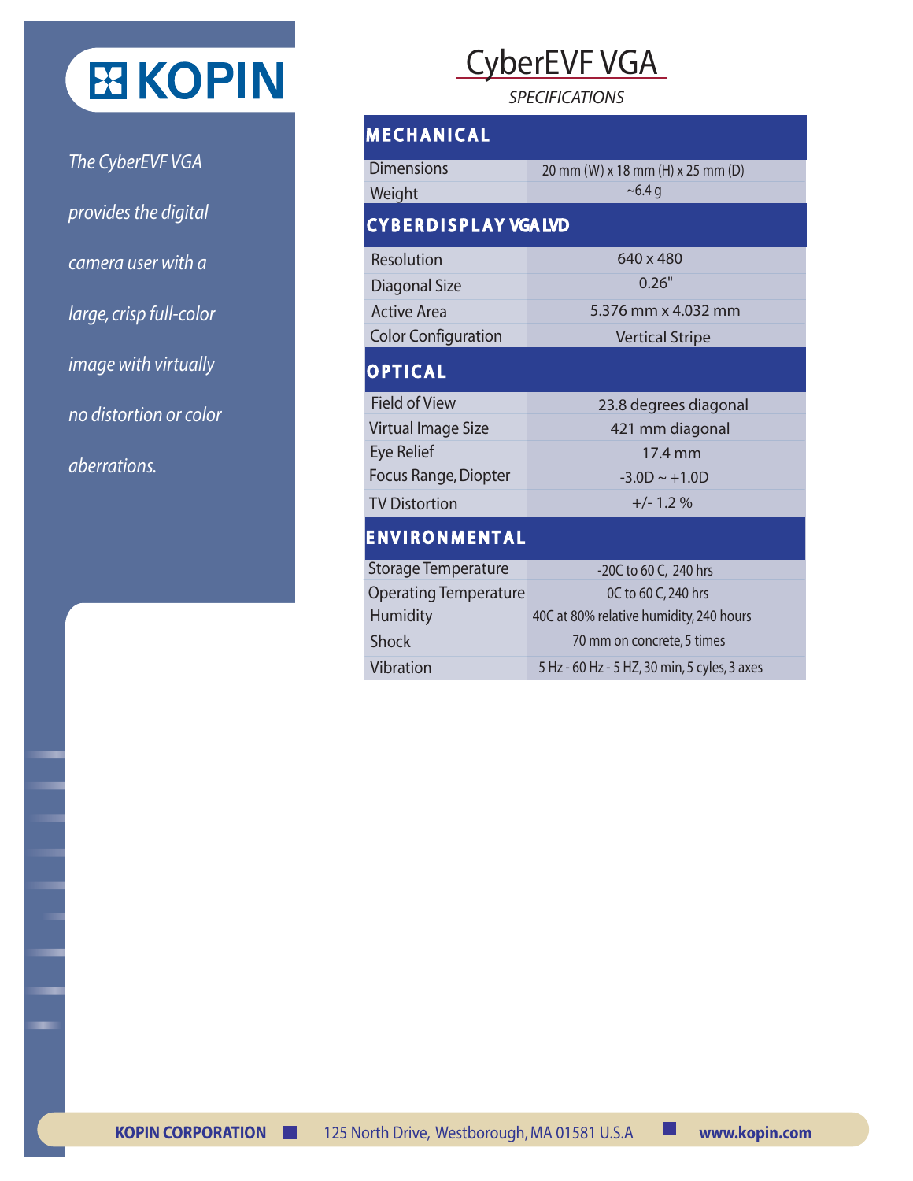# KOPIN

*The CyberEVF VGA provides the digital camera user with a large, crisp full-color image with virtually no distortion or color aberrations.*

# CyberEVF VGA

*SPECIFICATIONS*

| | |
|---|---|
| **MECHANICAL** | |
| Dimensions | 20 mm (W) x 18 mm (H) x 25 mm (D) |
| Weight | ~6.4 g |
| **CYBERDISPLAY VGA LVD** | |
| Resolution | 640 x 480 |
| Diagonal Size | 0.26" |
| Active Area | 5.376 mm x 4.032 mm |
| Color Configuration | Vertical Stripe |
| **OPTICAL** | |
| Field of View | 23.8 degrees diagonal |
| Virtual Image Size | 421 mm diagonal |
| Eye Relief | 17.4 mm |
| Focus Range, Diopter | -3.0D ~ +1.0D |
| TV Distortion | +/- 1.2 % |
| **ENVIRONMENTAL** | |
| Storage Temperature | -20C to 60 C, 240 hrs |
| Operating Temperature | 0C to 60 C, 240 hrs |
| Humidity | 40C at 80% relative humidity, 240 hours |
| Shock | 70 mm on concrete, 5 times |
| Vibration | 5 Hz - 60 Hz - 5 HZ, 30 min, 5 cyles, 3 axes |

**KOPIN CORPORATION** ■ 125 North Drive, Westborough, MA 01581 U.S.A ■ **www.kopin.com**